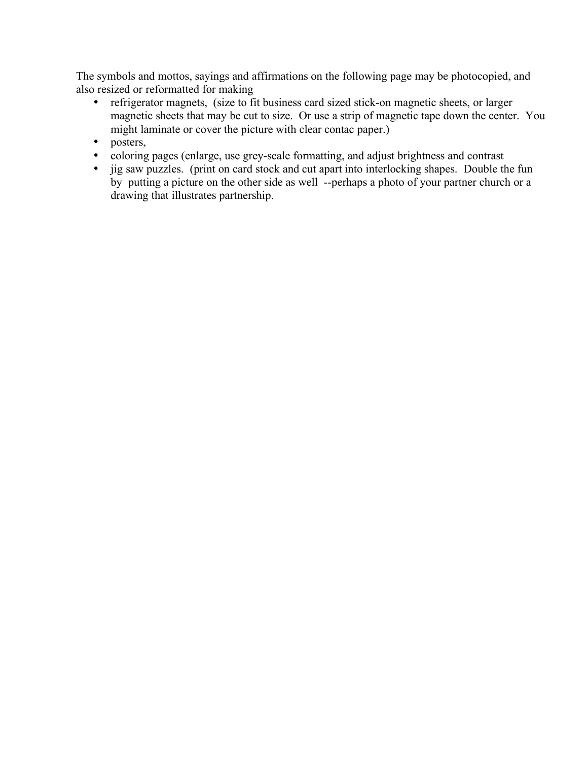The symbols and mottos, sayings and affirmations on the following page may be photocopied, and also resized or reformatted for making

- refrigerator magnets, (size to fit business card sized stick-on magnetic sheets, or larger magnetic sheets that may be cut to size. Or use a strip of magnetic tape down the center. You might laminate or cover the picture with clear contac paper.)
- posters,
- coloring pages (enlarge, use grey-scale formatting, and adjust brightness and contrast
- jig saw puzzles. (print on card stock and cut apart into interlocking shapes. Double the fun by putting a picture on the other side as well --perhaps a photo of your partner church or a drawing that illustrates partnership.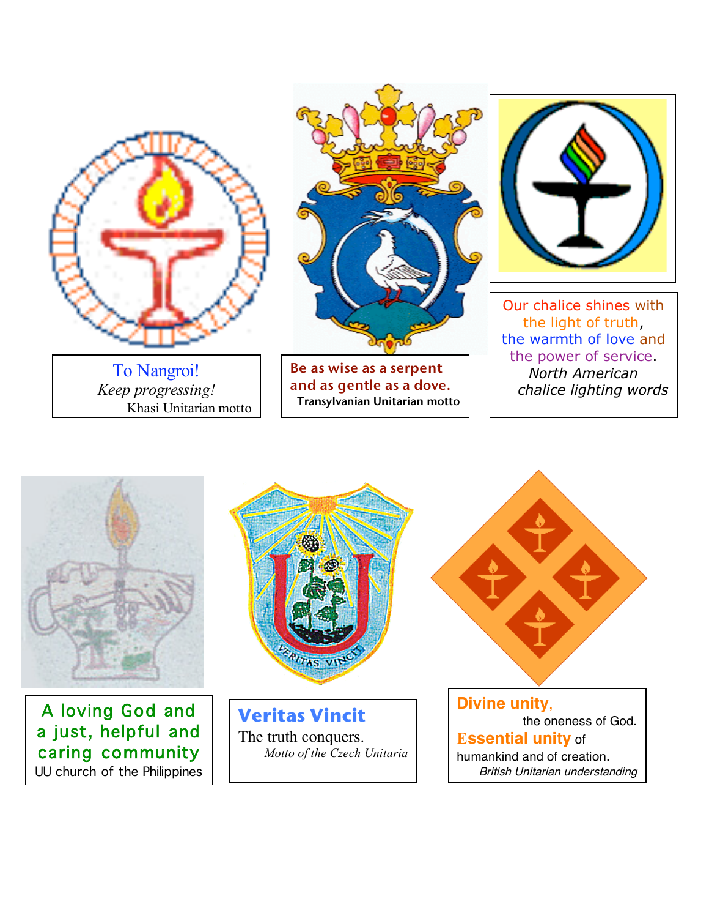To Nangroi!

*Keep progressing!*

Khasi Unitarian motto

**Be as wise as a serpent and as gentle as a dove.**

**Transylvanian Unitarian motto**

Our chalice shines with the light of truth, the warmth of love and the power of service.

*North American chalice lighting words*

A loving God and a just, helpful and caring community

UU church of the Philippines

**Veritas Vincit**

The truth conquers.

*Motto of the Czech Unitaria*

**Divine unity**, the oneness of God.

**Essential unity** of humankind and of creation.

*British Unitarian understanding*